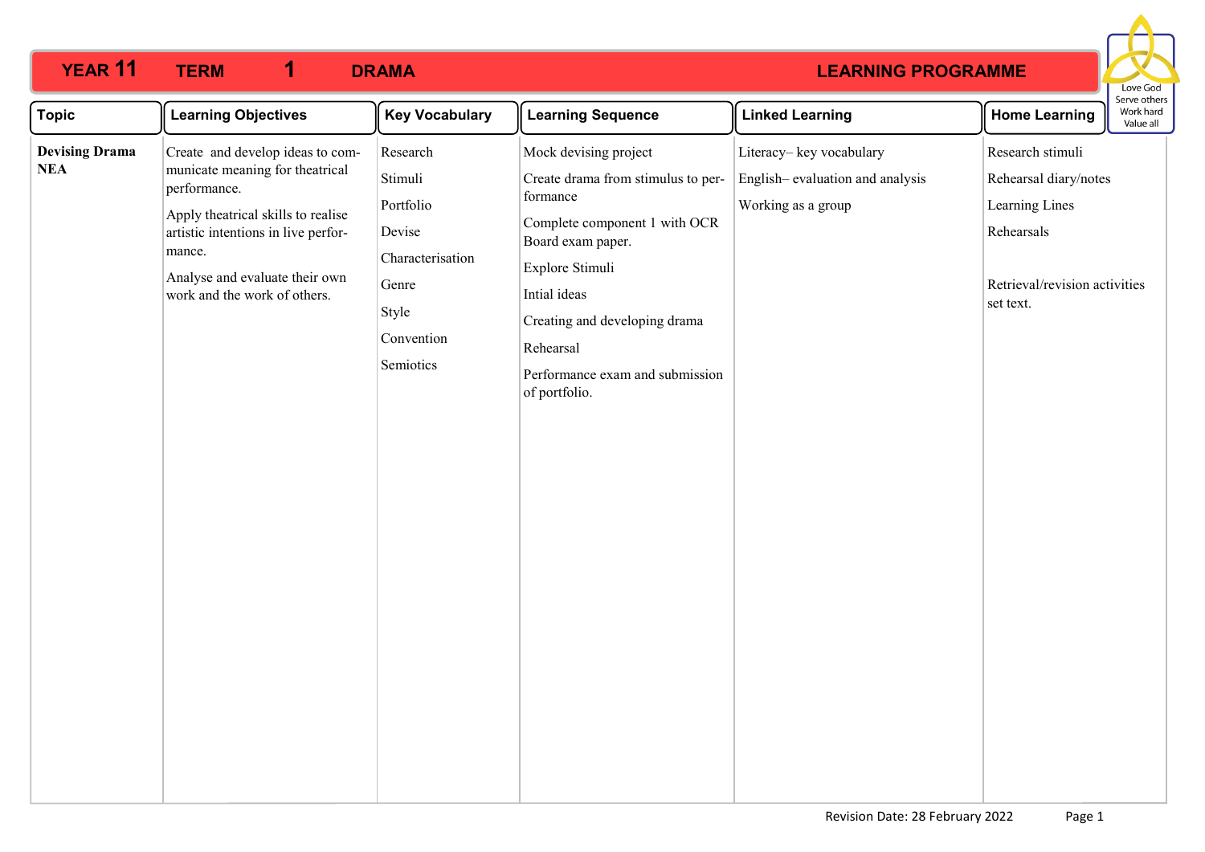# YEAR 11 TERM 1 DRAMA LEARNING PROGRAMME

Love God
Serve others
Work hard
Value all

| Topic | Learning Objectives | Key Vocabulary | Learning Sequence | Linked Learning | Home Learning |
|---|---|---|---|---|---|
| **Devising Drama NEA** | Create and develop ideas to communicate meaning for theatrical performance.<br><br>Apply theatrical skills to realise artistic intentions in live performance.<br><br>Analyse and evaluate their own work and the work of others. | Research<br>Stimuli<br>Portfolio<br>Devise<br>Characterisation<br>Genre<br>Style<br>Convention<br>Semiotics | Mock devising project<br><br>Create drama from stimulus to performance<br><br>Complete component 1 with OCR Board exam paper.<br><br>Explore Stimuli<br><br>Intial ideas<br><br>Creating and developing drama<br><br>Rehearsal<br><br>Performance exam and submission of portfolio. | Literacy– key vocabulary<br><br>English– evaluation and analysis<br><br>Working as a group | Research stimuli<br><br>Rehearsal diary/notes<br><br>Learning Lines<br><br>Rehearsals<br><br>Retrieval/revision activities set text. |

Revision Date: 28 February 2022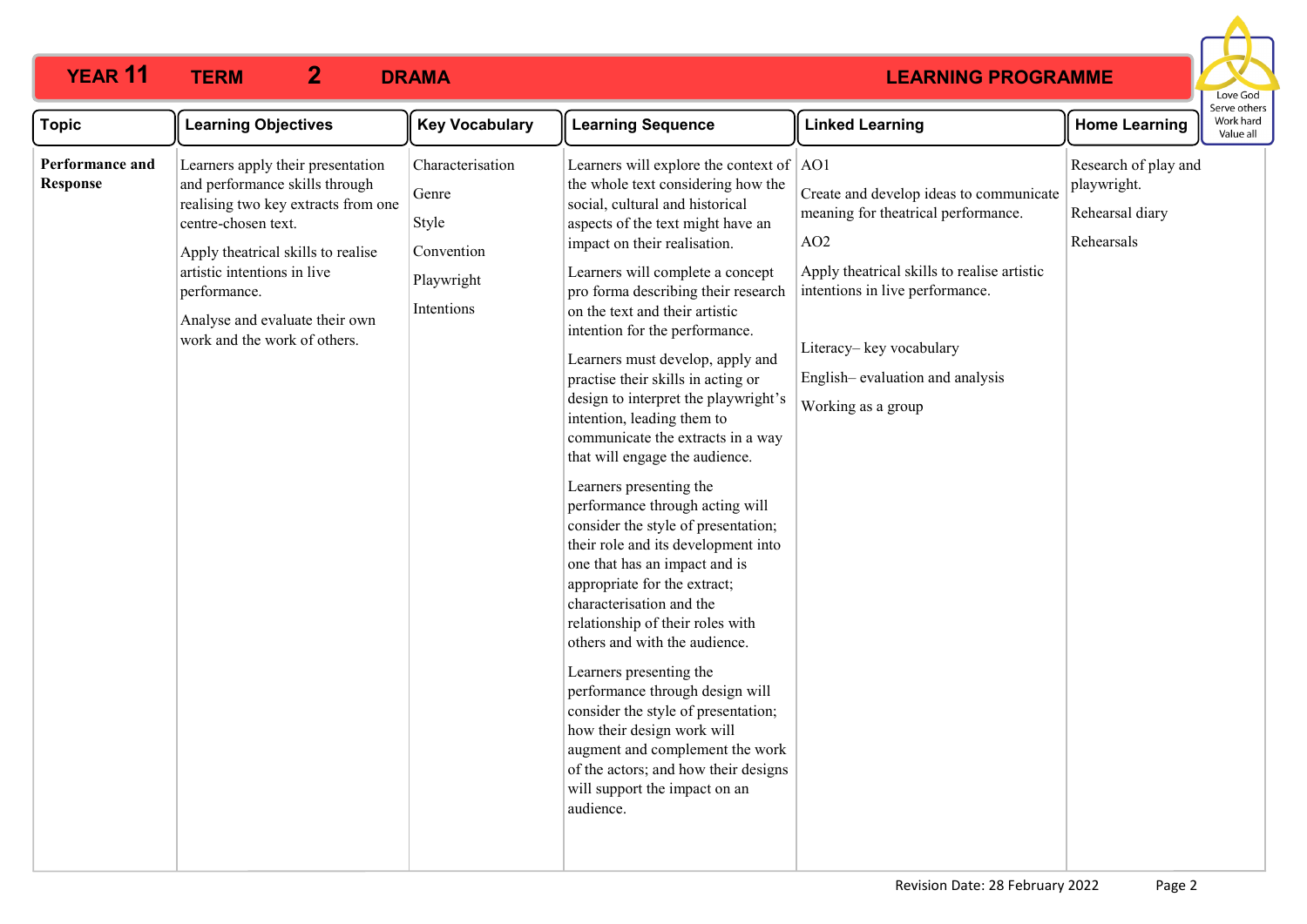# YEAR 11 TERM 2 DRAMA LEARNING PROGRAMME

Love God
Serve others
Work hard
Value all

| Topic | Learning Objectives | Key Vocabulary | Learning Sequence | Linked Learning | Home Learning |
|---|---|---|---|---|---|
| **Performance and Response** | Learners apply their presentation and performance skills through realising two key extracts from one centre-chosen text.<br><br>Apply theatrical skills to realise artistic intentions in live performance.<br><br>Analyse and evaluate their own work and the work of others. | Characterisation<br><br>Genre<br><br>Style<br><br>Convention<br><br>Playwright<br><br>Intentions | Learners will explore the context of the whole text considering how the social, cultural and historical aspects of the text might have an impact on their realisation.<br><br>Learners will complete a concept pro forma describing their research on the text and their artistic intention for the performance.<br><br>Learners must develop, apply and practise their skills in acting or design to interpret the playwright's intention, leading them to communicate the extracts in a way that will engage the audience.<br><br>Learners presenting the performance through acting will consider the style of presentation; their role and its development into one that has an impact and is appropriate for the extract; characterisation and the relationship of their roles with others and with the audience.<br><br>Learners presenting the performance through design will consider the style of presentation; how their design work will augment and complement the work of the actors; and how their designs will support the impact on an audience. | AO1<br><br>Create and develop ideas to communicate meaning for theatrical performance.<br><br>AO2<br><br>Apply theatrical skills to realise artistic intentions in live performance.<br><br>Literacy– key vocabulary<br><br>English– evaluation and analysis<br><br>Working as a group | Research of play and playwright.<br><br>Rehearsal diary<br><br>Rehearsals |

Revision Date: 28 February 2022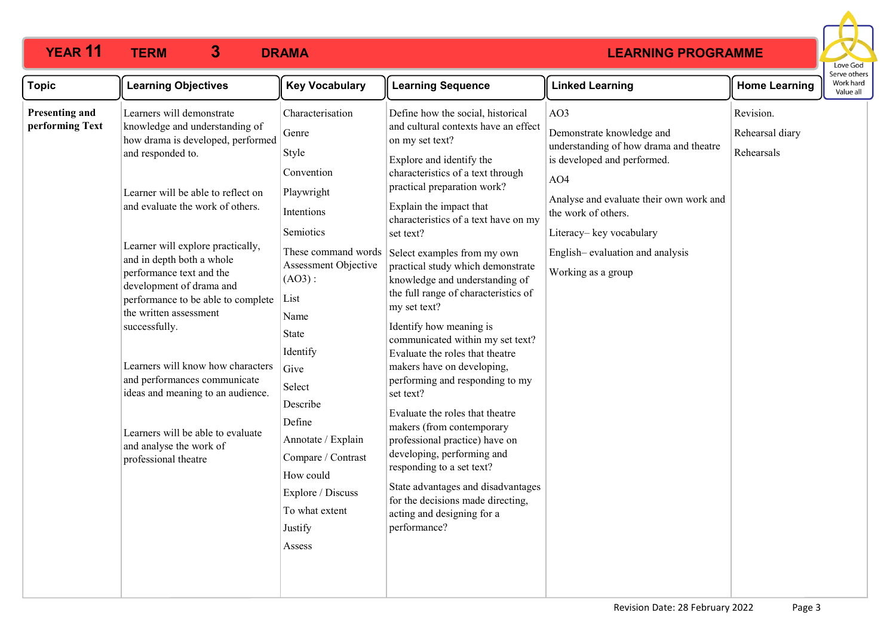# YEAR 11 TERM 3 DRAMA LEARNING PROGRAMME

Love God
Serve others
Work hard
Value all

| Topic | Learning Objectives | Key Vocabulary | Learning Sequence | Linked Learning | Home Learning |
|---|---|---|---|---|---|
| **Presenting and performing Text** | Learners will demonstrate knowledge and understanding of how drama is developed, performed and responded to.<br><br>Learner will be able to reflect on and evaluate the work of others.<br><br>Learner will explore practically, and in depth both a whole performance text and the development of drama and performance to be able to complete the written assessment successfully.<br><br>Learners will know how characters and performances communicate ideas and meaning to an audience.<br><br>Learners will be able to evaluate and analyse the work of professional theatre | Characterisation<br>Genre<br>Style<br>Convention<br>Playwright<br>Intentions<br>Semiotics<br>These command words Assessment Objective (AO3) :<br>List<br>Name<br>State<br>Identify<br>Give<br>Select<br>Describe<br>Define<br>Annotate / Explain<br>Compare / Contrast<br>How could<br>Explore / Discuss<br>To what extent<br>Justify<br>Assess | Define how the social, historical and cultural contexts have an effect on my set text?<br>Explore and identify the characteristics of a text through practical preparation work?<br>Explain the impact that characteristics of a text have on my set text?<br>Select examples from my own practical study which demonstrate knowledge and understanding of the full range of characteristics of my set text?<br>Identify how meaning is communicated within my set text? Evaluate the roles that theatre makers have on developing, performing and responding to my set text?<br>Evaluate the roles that theatre makers (from contemporary professional practice) have on developing, performing and responding to a set text?<br>State advantages and disadvantages for the decisions made directing, acting and designing for a performance? | AO3<br>Demonstrate knowledge and understanding of how drama and theatre is developed and performed.<br>AO4<br>Analyse and evaluate their own work and the work of others.<br>Literacy– key vocabulary<br>English– evaluation and analysis<br>Working as a group | Revision.<br>Rehearsal diary<br>Rehearsals |

Revision Date: 28 February 2022